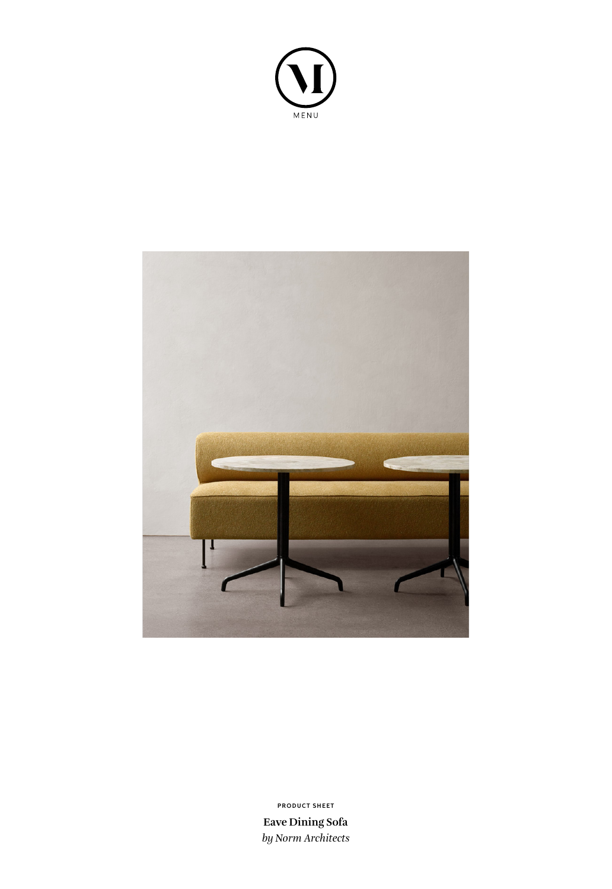MENU

PRODUCT SHEET

**Eave Dining Sofa**

*by Norm Architects*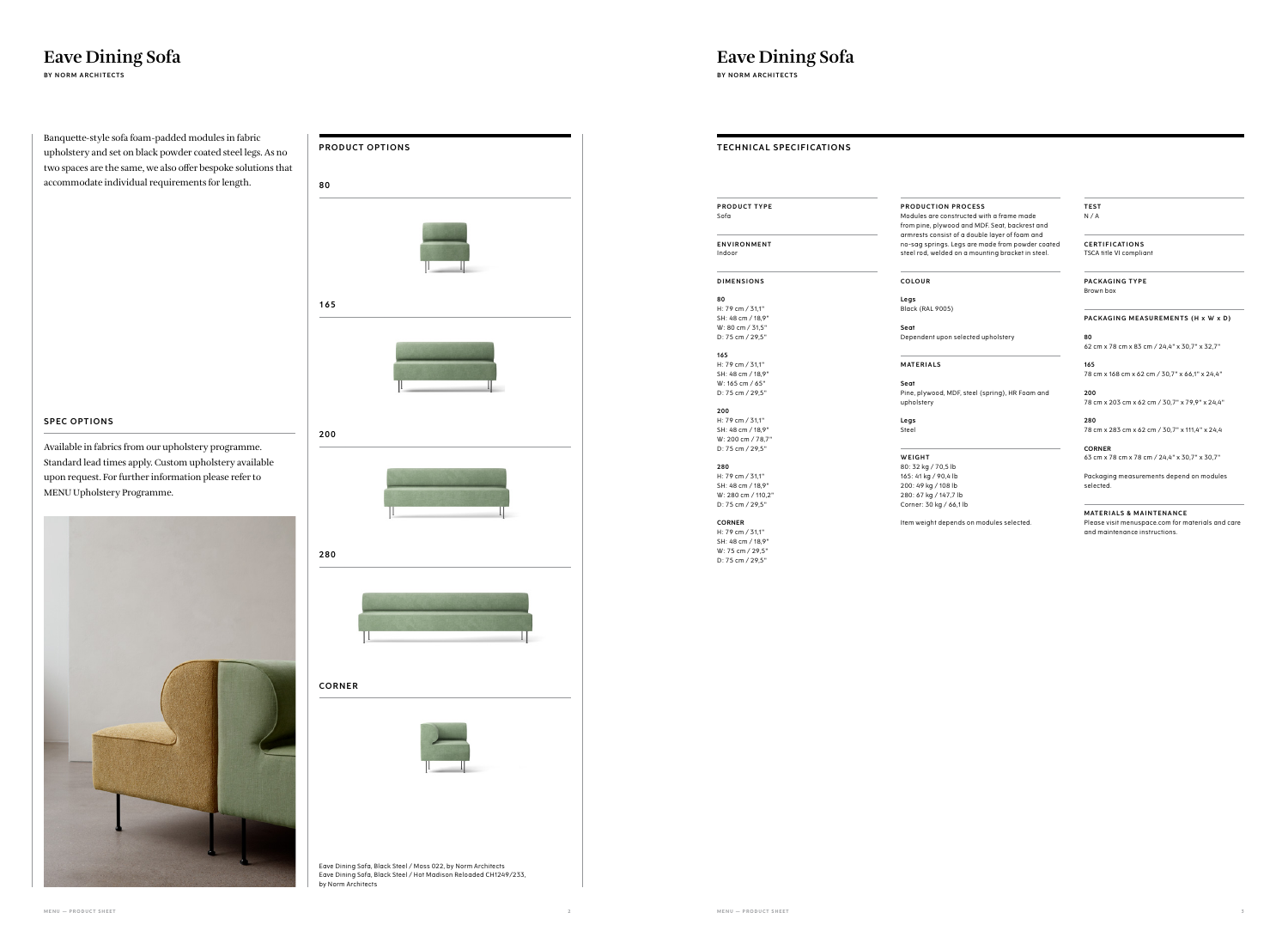# Eave Dining Sofa

BY NORM ARCHITECTS

Banquette-style sofa foam-padded modules in fabric upholstery and set on black powder coated steel legs. As no two spaces are the same, we also offer bespoke solutions that accommodate individual requirements for length.

## SPEC OPTIONS

Available in fabrics from our upholstery programme. Standard lead times apply. Custom upholstery available upon request. For further information please refer to MENU Upholstery Programme.

## PRODUCT OPTIONS

**80**

**165**

**200**

**280**

**CORNER**

Eave Dining Sofa, Black Steel / Moss 022, by Norm Architects
Eave Dining Sofa, Black Steel / Hot Madison Reloaded CH1249/233, by Norm Architects

# Eave Dining Sofa

BY NORM ARCHITECTS

## TECHNICAL SPECIFICATIONS

**PRODUCT TYPE**
Sofa

**ENVIRONMENT**
Indoor

**DIMENSIONS**

**80**
H: 79 cm / 31,1"
SH: 48 cm / 18,9"
W: 80 cm / 31,5"
D: 75 cm / 29,5"

**165**
H: 79 cm / 31,1"
SH: 48 cm / 18,9"
W: 165 cm / 65"
D: 75 cm / 29,5"

**200**
H: 79 cm / 31,1"
SH: 48 cm / 18,9"
W: 200 cm / 78,7"
D: 75 cm / 29,5"

**280**
H: 79 cm / 31,1"
SH: 48 cm / 18,9"
W: 280 cm / 110,2"
D: 75 cm / 29,5"

**CORNER**
H: 79 cm / 31,1"
SH: 48 cm / 18,9"
W: 75 cm / 29,5"
D: 75 cm / 29,5"

**PRODUCTION PROCESS**
Modules are constructed with a frame made from pine, plywood and MDF. Seat, backrest and armrests consist of a double layer of foam and no-sag springs. Legs are made from powder coated steel rod, welded on a mounting bracket in steel.

**COLOUR**

**Legs**
Black (RAL 9005)

**Seat**
Dependent upon selected upholstery

**MATERIALS**

**Seat**
Pine, plywood, MDF, steel (spring), HR Foam and upholstery

**Legs**
Steel

**WEIGHT**
80: 32 kg / 70,5 lb
165: 41 kg / 90,4 lb
200: 49 kg / 108 lb
280: 67 kg / 147,7 lb
Corner: 30 kg / 66,1 lb

Item weight depends on modules selected.

**TEST**
N / A

**CERTIFICATIONS**
TSCA title VI compliant

**PACKAGING TYPE**
Brown box

**PACKAGING MEASUREMENTS (H x W x D)**

**80**
62 cm x 78 cm x 83 cm / 24,4" x 30,7" x 32,7"

**165**
78 cm x 168 cm x 62 cm / 30,7" x 66,1" x 24,4"

**200**
78 cm x 203 cm x 62 cm / 30,7" x 79,9" x 24,4"

**280**
78 cm x 283 cm x 62 cm / 30,7" x 111,4" x 24,4

**CORNER**
63 cm x 78 cm x 78 cm / 24,4" x 30,7" x 30,7"

Packaging measurements depend on modules selected.

**MATERIALS & MAINTENANCE**
Please visit menuspace.com for materials and care and maintenance instructions.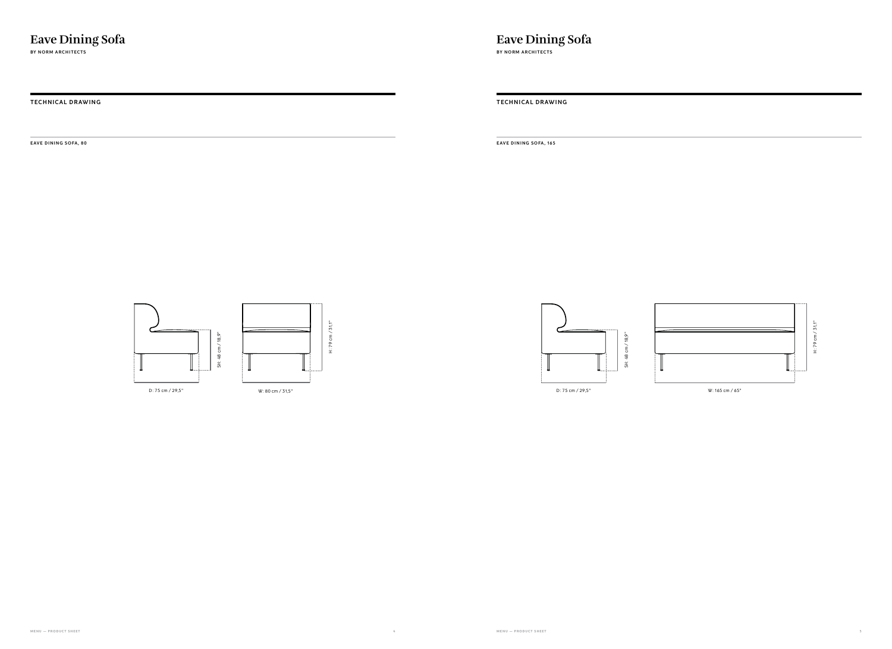# Eave Dining Sofa

BY NORM ARCHITECTS

## TECHNICAL DRAWING

### EAVE DINING SOFA, 80

SH: 48 cm / 18,9"

H: 79 cm / 31,1"

D: 75 cm / 29,5"

W: 80 cm / 31,5"

# Eave Dining Sofa

BY NORM ARCHITECTS

## TECHNICAL DRAWING

### EAVE DINING SOFA, 165

SH: 48 cm / 18,9"

H: 79 cm / 31,1"

D: 75 cm / 29,5"

W: 165 cm / 65"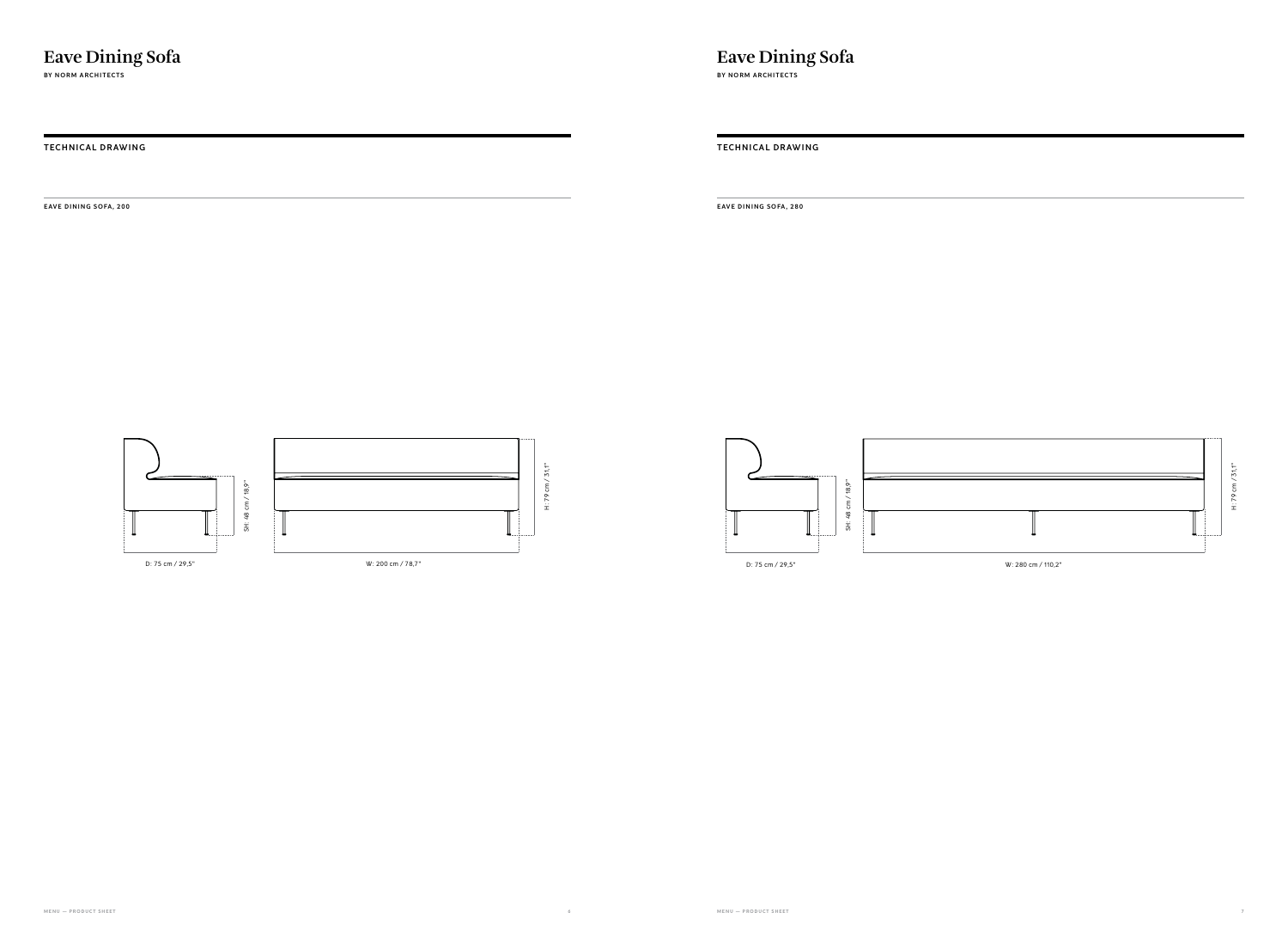# Eave Dining Sofa

BY NORM ARCHITECTS

## TECHNICAL DRAWING

### EAVE DINING SOFA, 200

SH: 48 cm / 18,9"

H: 79 cm / 31,1"

D: 75 cm / 29,5"

W: 200 cm / 78,7"

# Eave Dining Sofa

BY NORM ARCHITECTS

## TECHNICAL DRAWING

### EAVE DINING SOFA, 280

SH: 48 cm / 18,9"

H: 79 cm / 31,1"

D: 75 cm / 29,5"

W: 280 cm / 110,2"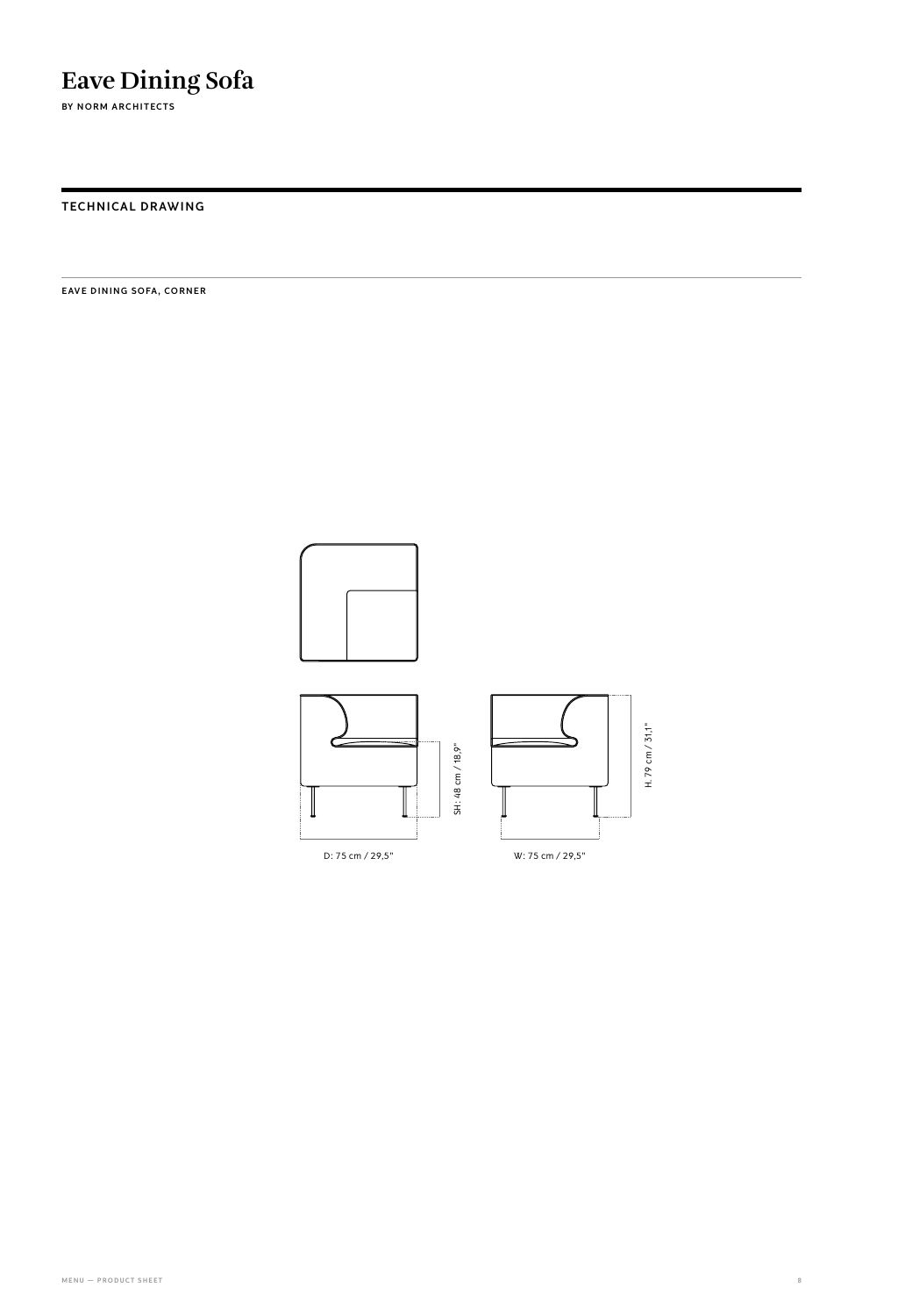# Eave Dining Sofa

BY NORM ARCHITECTS

## TECHNICAL DRAWING

### EAVE DINING SOFA, CORNER

SH: 48 cm / 18,9"

H. 79 cm / 31,1"

D: 75 cm / 29,5"

W: 75 cm / 29,5"